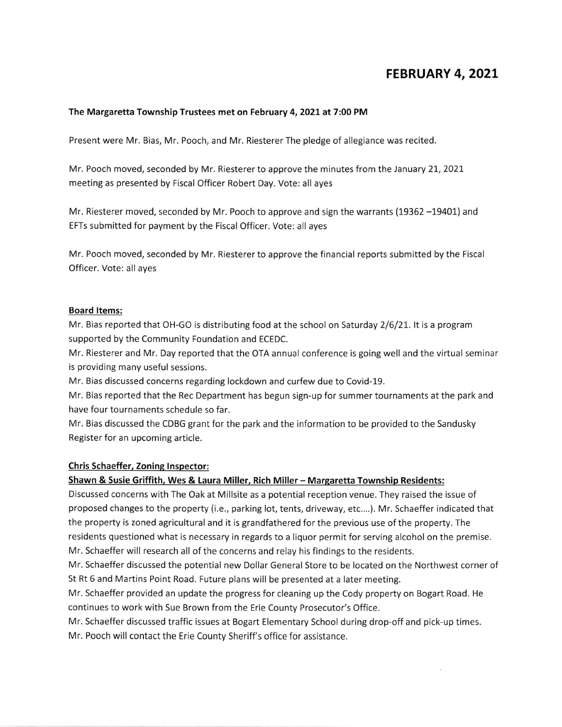# FEBRUARY 4, 2021

**The Margaretta Township Trustees met on February 4, 2021 at 7:00 PM**

Present were Mr. Bias, Mr. Pooch, and Mr. Riesterer The pledge of allegiance was recited.

Mr. Pooch moved, seconded by Mr. Riesterer to approve the minutes from the January 21, 2021 meeting as presented by Fiscal Officer Robert Day. Vote: all ayes

Mr. Riesterer moved, seconded by Mr. Pooch to approve and sign the warrants (19362 –19401) and EFTs submitted for payment by the Fiscal Officer. Vote: all ayes

Mr. Pooch moved, seconded by Mr. Riesterer to approve the financial reports submitted by the Fiscal Officer. Vote: all ayes

**Board Items:**

Mr. Bias reported that OH-GO is distributing food at the school on Saturday 2/6/21. It is a program supported by the Community Foundation and ECEDC.

Mr. Riesterer and Mr. Day reported that the OTA annual conference is going well and the virtual seminar is providing many useful sessions.

Mr. Bias discussed concerns regarding lockdown and curfew due to Covid-19.

Mr. Bias reported that the Rec Department has begun sign-up for summer tournaments at the park and have four tournaments schedule so far.

Mr. Bias discussed the CDBG grant for the park and the information to be provided to the Sandusky Register for an upcoming article.

**Chris Schaeffer, Zoning Inspector:**

**Shawn & Susie Griffith, Wes & Laura Miller, Rich Miller – Margaretta Township Residents:**

Discussed concerns with The Oak at Millsite as a potential reception venue. They raised the issue of proposed changes to the property (i.e., parking lot, tents, driveway, etc....). Mr. Schaeffer indicated that the property is zoned agricultural and it is grandfathered for the previous use of the property. The residents questioned what is necessary in regards to a liquor permit for serving alcohol on the premise. Mr. Schaeffer will research all of the concerns and relay his findings to the residents.

Mr. Schaeffer discussed the potential new Dollar General Store to be located on the Northwest corner of St Rt 6 and Martins Point Road. Future plans will be presented at a later meeting.

Mr. Schaeffer provided an update the progress for cleaning up the Cody property on Bogart Road. He continues to work with Sue Brown from the Erie County Prosecutor's Office.

Mr. Schaeffer discussed traffic issues at Bogart Elementary School during drop-off and pick-up times. Mr. Pooch will contact the Erie County Sheriff's office for assistance.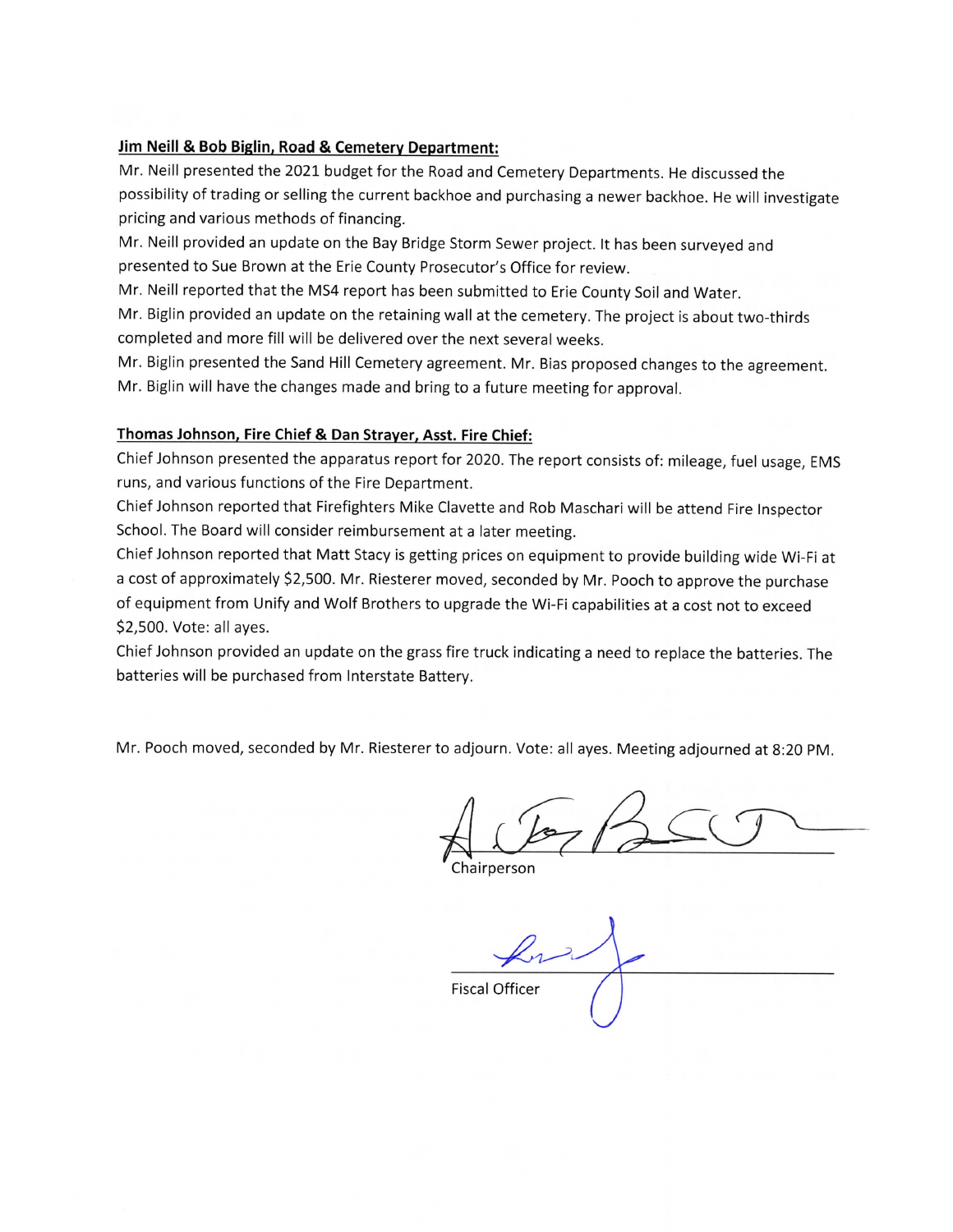**Jim Neill & Bob Biglin, Road & Cemetery Department:**

Mr. Neill presented the 2021 budget for the Road and Cemetery Departments. He discussed the possibility of trading or selling the current backhoe and purchasing a newer backhoe. He will investigate pricing and various methods of financing.

Mr. Neill provided an update on the Bay Bridge Storm Sewer project. It has been surveyed and presented to Sue Brown at the Erie County Prosecutor's Office for review.

Mr. Neill reported that the MS4 report has been submitted to Erie County Soil and Water.

Mr. Biglin provided an update on the retaining wall at the cemetery. The project is about two-thirds completed and more fill will be delivered over the next several weeks.

Mr. Biglin presented the Sand Hill Cemetery agreement. Mr. Bias proposed changes to the agreement. Mr. Biglin will have the changes made and bring to a future meeting for approval.

**Thomas Johnson, Fire Chief & Dan Strayer, Asst. Fire Chief:**

Chief Johnson presented the apparatus report for 2020. The report consists of: mileage, fuel usage, EMS runs, and various functions of the Fire Department.

Chief Johnson reported that Firefighters Mike Clavette and Rob Maschari will be attend Fire Inspector School. The Board will consider reimbursement at a later meeting.

Chief Johnson reported that Matt Stacy is getting prices on equipment to provide building wide Wi-Fi at a cost of approximately $2,500. Mr. Riesterer moved, seconded by Mr. Pooch to approve the purchase of equipment from Unify and Wolf Brothers to upgrade the Wi-Fi capabilities at a cost not to exceed $2,500. Vote: all ayes.

Chief Johnson provided an update on the grass fire truck indicating a need to replace the batteries. The batteries will be purchased from Interstate Battery.

Mr. Pooch moved, seconded by Mr. Riesterer to adjourn. Vote: all ayes. Meeting adjourned at 8:20 PM.

Chairperson

Fiscal Officer